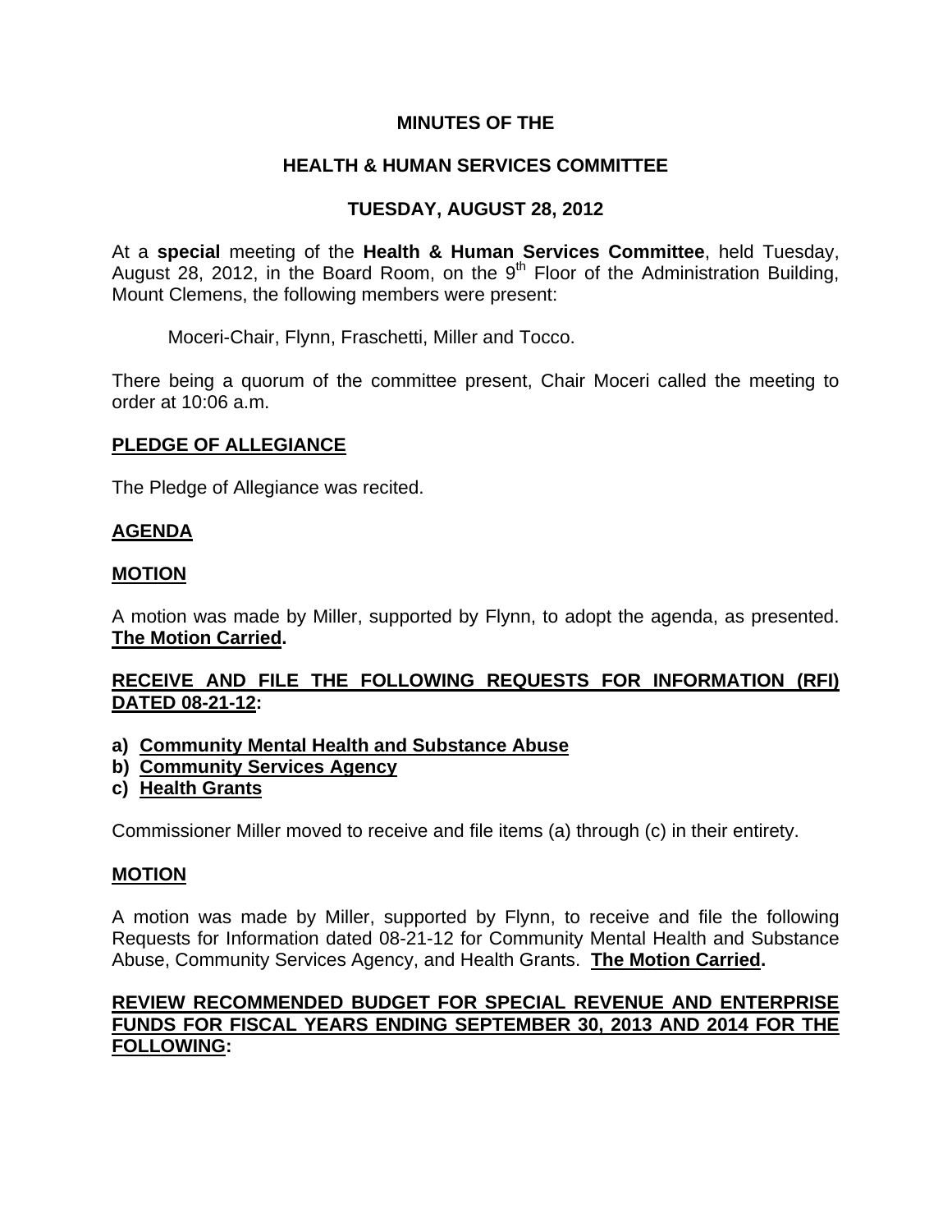# MINUTES OF THE

# HEALTH & HUMAN SERVICES COMMITTEE

# TUESDAY, AUGUST 28, 2012

At a **special** meeting of the **Health & Human Services Committee**, held Tuesday, August 28, 2012, in the Board Room, on the 9th Floor of the Administration Building, Mount Clemens, the following members were present:

Moceri-Chair, Flynn, Fraschetti, Miller and Tocco.

There being a quorum of the committee present, Chair Moceri called the meeting to order at 10:06 a.m.

## PLEDGE OF ALLEGIANCE

The Pledge of Allegiance was recited.

## AGENDA

## MOTION

A motion was made by Miller, supported by Flynn, to adopt the agenda, as presented. **The Motion Carried.**

## RECEIVE AND FILE THE FOLLOWING REQUESTS FOR INFORMATION (RFI) DATED 08-21-12:

**a) Community Mental Health and Substance Abuse**
**b) Community Services Agency**
**c) Health Grants**

Commissioner Miller moved to receive and file items (a) through (c) in their entirety.

## MOTION

A motion was made by Miller, supported by Flynn, to receive and file the following Requests for Information dated 08-21-12 for Community Mental Health and Substance Abuse, Community Services Agency, and Health Grants. **The Motion Carried.**

## REVIEW RECOMMENDED BUDGET FOR SPECIAL REVENUE AND ENTERPRISE FUNDS FOR FISCAL YEARS ENDING SEPTEMBER 30, 2013 AND 2014 FOR THE FOLLOWING: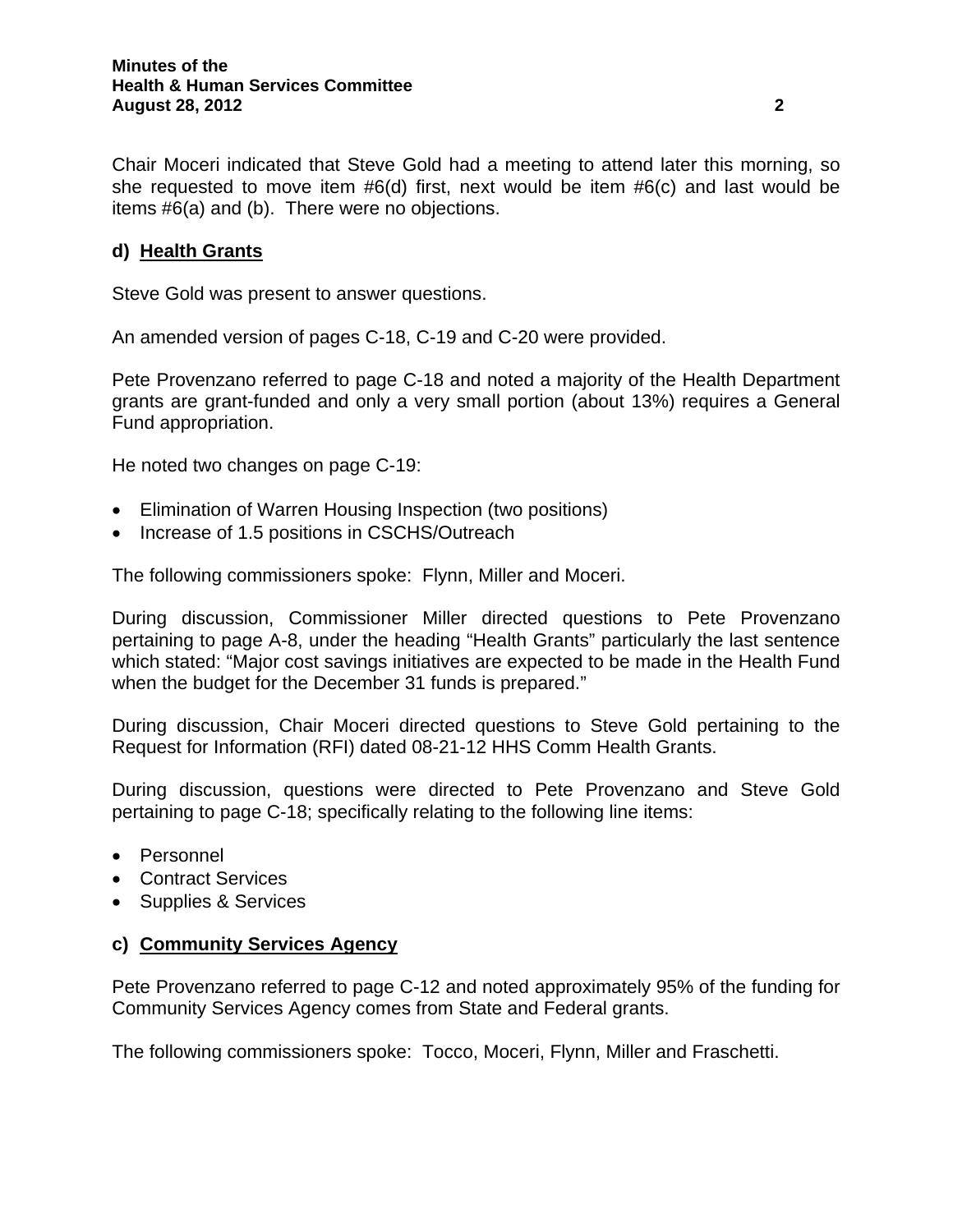Chair Moceri indicated that Steve Gold had a meeting to attend later this morning, so she requested to move item #6(d) first, next would be item #6(c) and last would be items #6(a) and (b). There were no objections.

**d) Health Grants**

Steve Gold was present to answer questions.

An amended version of pages C-18, C-19 and C-20 were provided.

Pete Provenzano referred to page C-18 and noted a majority of the Health Department grants are grant-funded and only a very small portion (about 13%) requires a General Fund appropriation.

He noted two changes on page C-19:

- Elimination of Warren Housing Inspection (two positions)
- Increase of 1.5 positions in CSCHS/Outreach

The following commissioners spoke: Flynn, Miller and Moceri.

During discussion, Commissioner Miller directed questions to Pete Provenzano pertaining to page A-8, under the heading "Health Grants" particularly the last sentence which stated: "Major cost savings initiatives are expected to be made in the Health Fund when the budget for the December 31 funds is prepared."

During discussion, Chair Moceri directed questions to Steve Gold pertaining to the Request for Information (RFI) dated 08-21-12 HHS Comm Health Grants.

During discussion, questions were directed to Pete Provenzano and Steve Gold pertaining to page C-18; specifically relating to the following line items:

- Personnel
- Contract Services
- Supplies & Services

**c) Community Services Agency**

Pete Provenzano referred to page C-12 and noted approximately 95% of the funding for Community Services Agency comes from State and Federal grants.

The following commissioners spoke: Tocco, Moceri, Flynn, Miller and Fraschetti.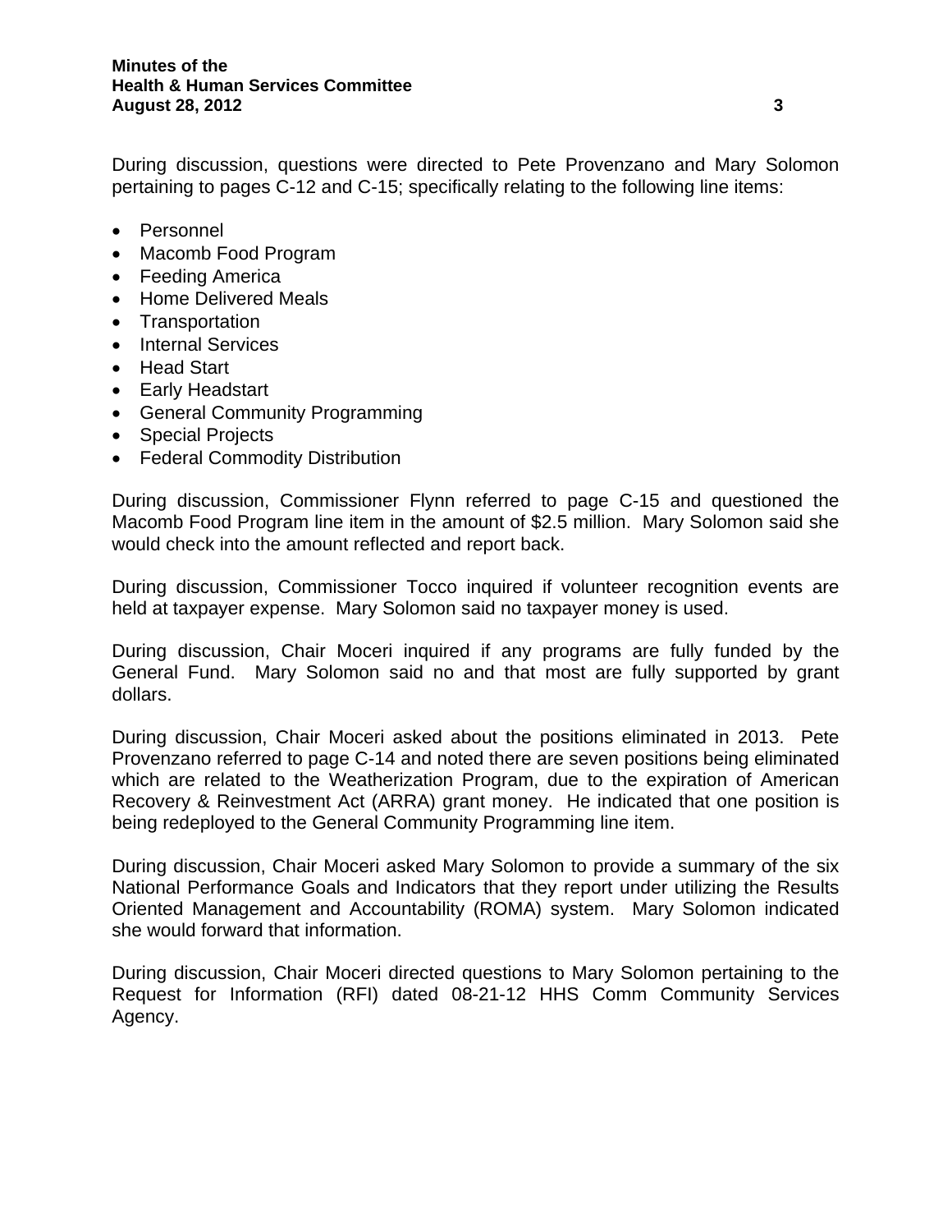During discussion, questions were directed to Pete Provenzano and Mary Solomon pertaining to pages C-12 and C-15; specifically relating to the following line items:

- Personnel
- Macomb Food Program
- Feeding America
- Home Delivered Meals
- Transportation
- Internal Services
- Head Start
- Early Headstart
- General Community Programming
- Special Projects
- Federal Commodity Distribution

During discussion, Commissioner Flynn referred to page C-15 and questioned the Macomb Food Program line item in the amount of $2.5 million. Mary Solomon said she would check into the amount reflected and report back.

During discussion, Commissioner Tocco inquired if volunteer recognition events are held at taxpayer expense. Mary Solomon said no taxpayer money is used.

During discussion, Chair Moceri inquired if any programs are fully funded by the General Fund. Mary Solomon said no and that most are fully supported by grant dollars.

During discussion, Chair Moceri asked about the positions eliminated in 2013. Pete Provenzano referred to page C-14 and noted there are seven positions being eliminated which are related to the Weatherization Program, due to the expiration of American Recovery & Reinvestment Act (ARRA) grant money. He indicated that one position is being redeployed to the General Community Programming line item.

During discussion, Chair Moceri asked Mary Solomon to provide a summary of the six National Performance Goals and Indicators that they report under utilizing the Results Oriented Management and Accountability (ROMA) system. Mary Solomon indicated she would forward that information.

During discussion, Chair Moceri directed questions to Mary Solomon pertaining to the Request for Information (RFI) dated 08-21-12 HHS Comm Community Services Agency.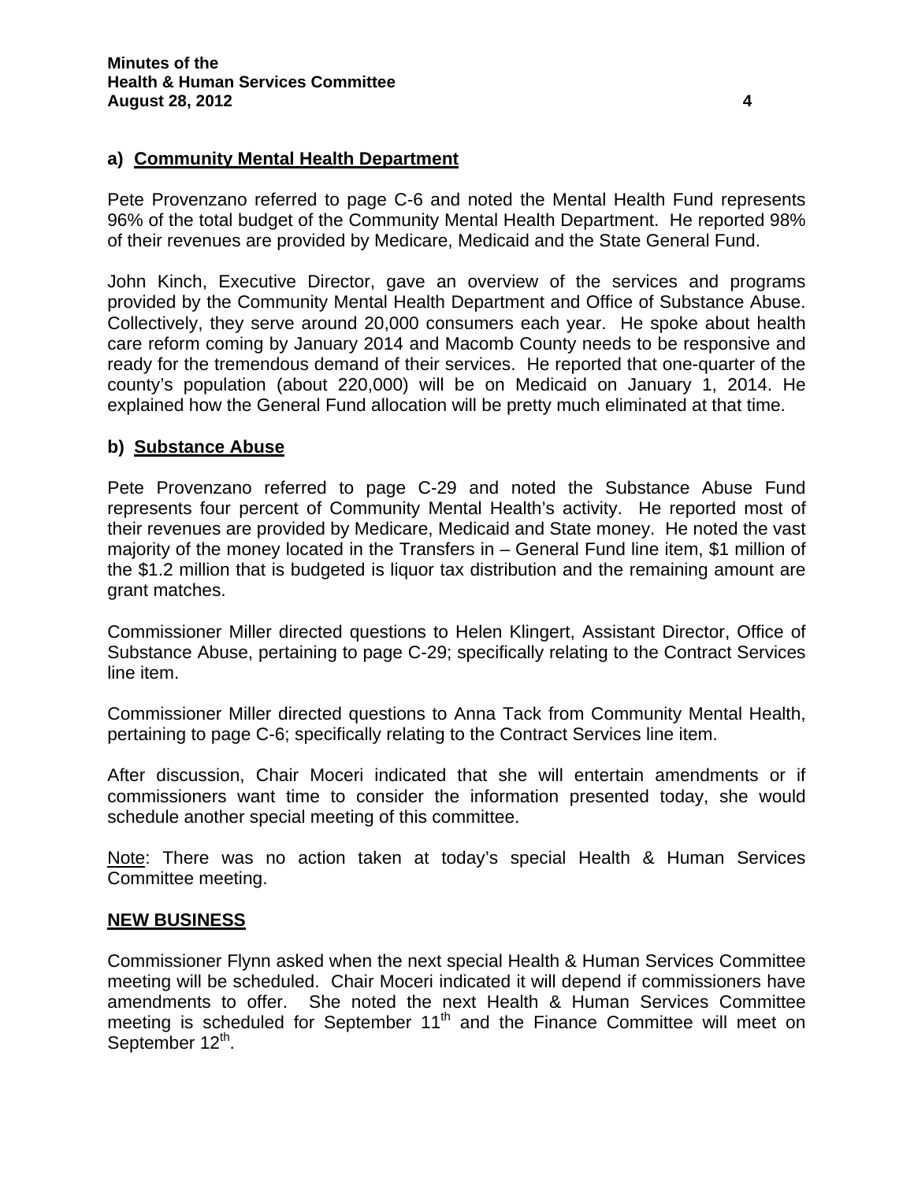**a) Community Mental Health Department**

Pete Provenzano referred to page C-6 and noted the Mental Health Fund represents 96% of the total budget of the Community Mental Health Department. He reported 98% of their revenues are provided by Medicare, Medicaid and the State General Fund.

John Kinch, Executive Director, gave an overview of the services and programs provided by the Community Mental Health Department and Office of Substance Abuse. Collectively, they serve around 20,000 consumers each year. He spoke about health care reform coming by January 2014 and Macomb County needs to be responsive and ready for the tremendous demand of their services. He reported that one-quarter of the county's population (about 220,000) will be on Medicaid on January 1, 2014. He explained how the General Fund allocation will be pretty much eliminated at that time.

**b) Substance Abuse**

Pete Provenzano referred to page C-29 and noted the Substance Abuse Fund represents four percent of Community Mental Health's activity. He reported most of their revenues are provided by Medicare, Medicaid and State money. He noted the vast majority of the money located in the Transfers in – General Fund line item, $1 million of the $1.2 million that is budgeted is liquor tax distribution and the remaining amount are grant matches.

Commissioner Miller directed questions to Helen Klingert, Assistant Director, Office of Substance Abuse, pertaining to page C-29; specifically relating to the Contract Services line item.

Commissioner Miller directed questions to Anna Tack from Community Mental Health, pertaining to page C-6; specifically relating to the Contract Services line item.

After discussion, Chair Moceri indicated that she will entertain amendments or if commissioners want time to consider the information presented today, she would schedule another special meeting of this committee.

Note: There was no action taken at today's special Health & Human Services Committee meeting.

**NEW BUSINESS**

Commissioner Flynn asked when the next special Health & Human Services Committee meeting will be scheduled. Chair Moceri indicated it will depend if commissioners have amendments to offer. She noted the next Health & Human Services Committee meeting is scheduled for September 11th and the Finance Committee will meet on September 12th.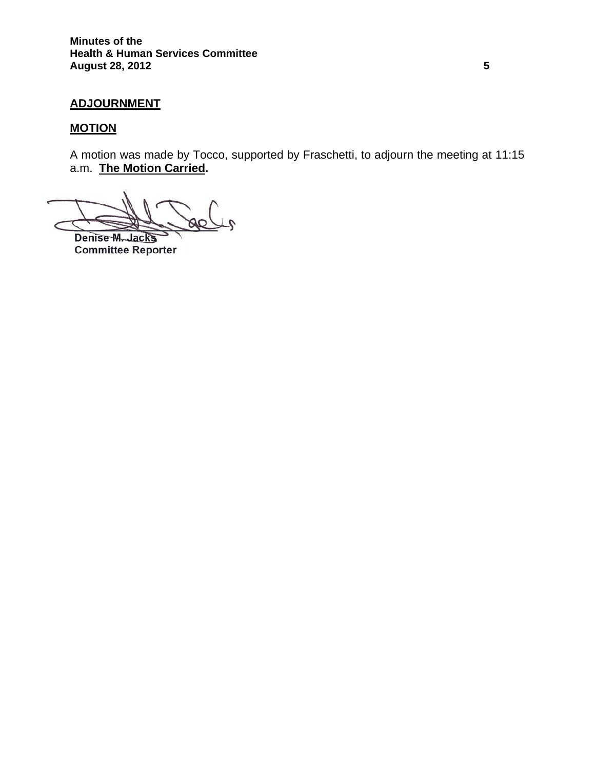## ADJOURNMENT

## MOTION

A motion was made by Tocco, supported by Fraschetti, to adjourn the meeting at 11:15 a.m. **The Motion Carried.**

Denise M. Jacks
Committee Reporter